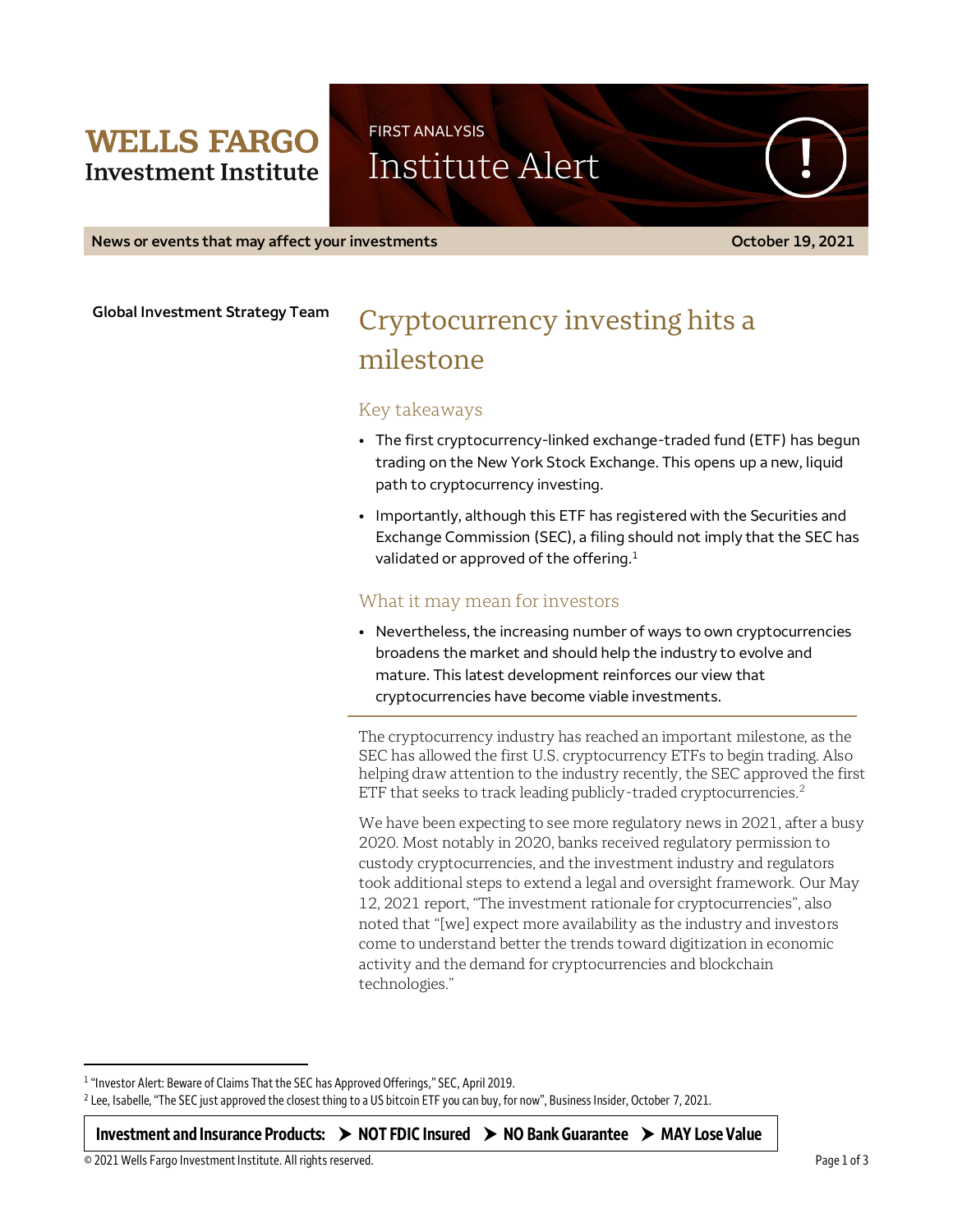**WELLS FARGO**
**Investment Institute**

FIRST ANALYSIS

Institute Alert

**News or events that may affect your investments** — **October 19, 2021**

**Global Investment Strategy Team**

# Cryptocurrency investing hits a milestone

## Key takeaways

- The first cryptocurrency-linked exchange-traded fund (ETF) has begun trading on the New York Stock Exchange. This opens up a new, liquid path to cryptocurrency investing.
- Importantly, although this ETF has registered with the Securities and Exchange Commission (SEC), a filing should not imply that the SEC has validated or approved of the offering.[1]

## What it may mean for investors

- Nevertheless, the increasing number of ways to own cryptocurrencies broadens the market and should help the industry to evolve and mature. This latest development reinforces our view that cryptocurrencies have become viable investments.

The cryptocurrency industry has reached an important milestone, as the SEC has allowed the first U.S. cryptocurrency ETFs to begin trading. Also helping draw attention to the industry recently, the SEC approved the first ETF that seeks to track leading publicly-traded cryptocurrencies.[2]

We have been expecting to see more regulatory news in 2021, after a busy 2020. Most notably in 2020, banks received regulatory permission to custody cryptocurrencies, and the investment industry and regulators took additional steps to extend a legal and oversight framework. Our May 12, 2021 report, "The investment rationale for cryptocurrencies", also noted that "[we] expect more availability as the industry and investors come to understand better the trends toward digitization in economic activity and the demand for cryptocurrencies and blockchain technologies."

---

[1] "Investor Alert: Beware of Claims That the SEC has Approved Offerings," SEC, April 2019.

[2] Lee, Isabelle, "The SEC just approved the closest thing to a US bitcoin ETF you can buy, for now", Business Insider, October 7, 2021.

**Investment and Insurance Products: ➤ NOT FDIC Insured ➤ NO Bank Guarantee ➤ MAY Lose Value**

© 2021 Wells Fargo Investment Institute. All rights reserved.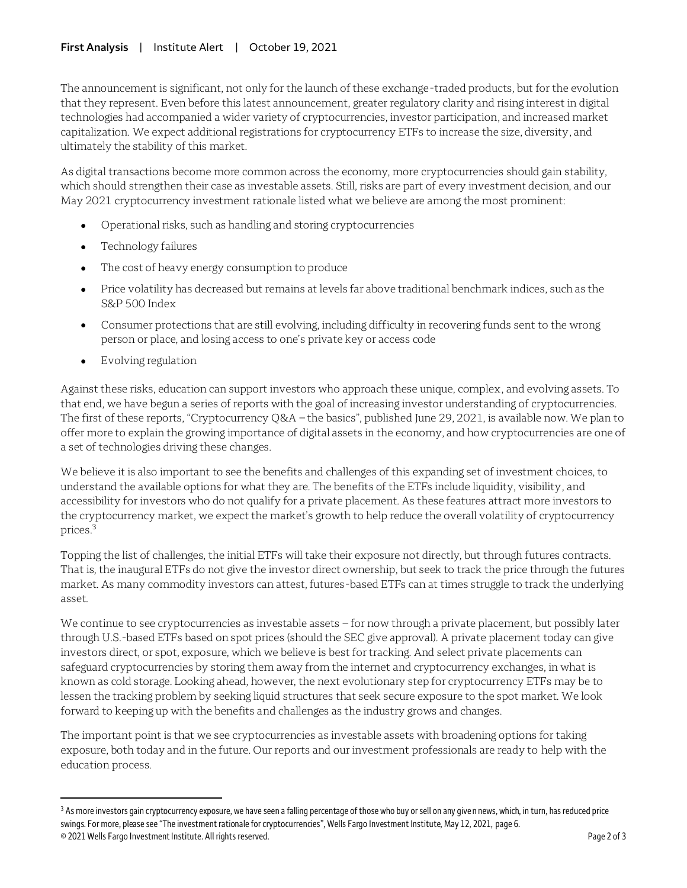The announcement is significant, not only for the launch of these exchange-traded products, but for the evolution that they represent. Even before this latest announcement, greater regulatory clarity and rising interest in digital technologies had accompanied a wider variety of cryptocurrencies, investor participation, and increased market capitalization. We expect additional registrations for cryptocurrency ETFs to increase the size, diversity, and ultimately the stability of this market.

As digital transactions become more common across the economy, more cryptocurrencies should gain stability, which should strengthen their case as investable assets. Still, risks are part of every investment decision, and our May 2021 cryptocurrency investment rationale listed what we believe are among the most prominent:

- Operational risks, such as handling and storing cryptocurrencies
- Technology failures
- The cost of heavy energy consumption to produce
- Price volatility has decreased but remains at levels far above traditional benchmark indices, such as the S&P 500 Index
- Consumer protections that are still evolving, including difficulty in recovering funds sent to the wrong person or place, and losing access to one's private key or access code
- Evolving regulation

Against these risks, education can support investors who approach these unique, complex, and evolving assets. To that end, we have begun a series of reports with the goal of increasing investor understanding of cryptocurrencies. The first of these reports, "Cryptocurrency Q&A – the basics", published June 29, 2021, is available now. We plan to offer more to explain the growing importance of digital assets in the economy, and how cryptocurrencies are one of a set of technologies driving these changes.

We believe it is also important to see the benefits and challenges of this expanding set of investment choices, to understand the available options for what they are. The benefits of the ETFs include liquidity, visibility, and accessibility for investors who do not qualify for a private placement. As these features attract more investors to the cryptocurrency market, we expect the market's growth to help reduce the overall volatility of cryptocurrency prices.[3]

Topping the list of challenges, the initial ETFs will take their exposure not directly, but through futures contracts. That is, the inaugural ETFs do not give the investor direct ownership, but seek to track the price through the futures market. As many commodity investors can attest, futures-based ETFs can at times struggle to track the underlying asset.

We continue to see cryptocurrencies as investable assets – for now through a private placement, but possibly later through U.S.-based ETFs based on spot prices (should the SEC give approval). A private placement today can give investors direct, or spot, exposure, which we believe is best for tracking. And select private placements can safeguard cryptocurrencies by storing them away from the internet and cryptocurrency exchanges, in what is known as cold storage. Looking ahead, however, the next evolutionary step for cryptocurrency ETFs may be to lessen the tracking problem by seeking liquid structures that seek secure exposure to the spot market. We look forward to keeping up with the benefits and challenges as the industry grows and changes.

The important point is that we see cryptocurrencies as investable assets with broadening options for taking exposure, both today and in the future. Our reports and our investment professionals are ready to help with the education process.

---

[3] As more investors gain cryptocurrency exposure, we have seen a falling percentage of those who buy or sell on any given news, which, in turn, has reduced price swings. For more, please see "The investment rationale for cryptocurrencies", Wells Fargo Investment Institute, May 12, 2021, page 6.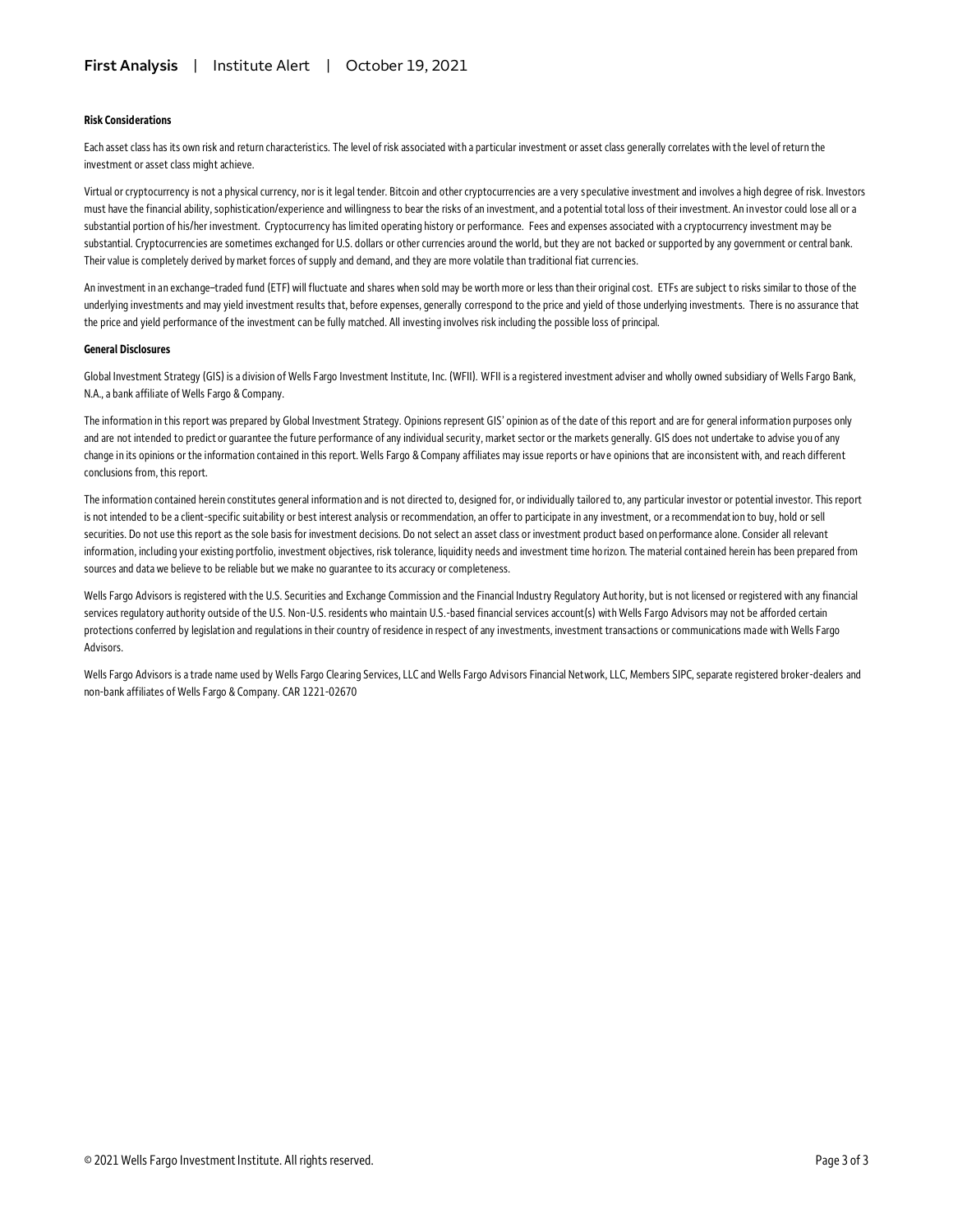#### Risk Considerations

Each asset class has its own risk and return characteristics. The level of risk associated with a particular investment or asset class generally correlates with the level of return the investment or asset class might achieve.

Virtual or cryptocurrency is not a physical currency, nor is it legal tender. Bitcoin and other cryptocurrencies are a very speculative investment and involves a high degree of risk. Investors must have the financial ability, sophistication/experience and willingness to bear the risks of an investment, and a potential total loss of their investment. An investor could lose all or a substantial portion of his/her investment. Cryptocurrency has limited operating history or performance. Fees and expenses associated with a cryptocurrency investment may be substantial. Cryptocurrencies are sometimes exchanged for U.S. dollars or other currencies around the world, but they are not backed or supported by any government or central bank. Their value is completely derived by market forces of supply and demand, and they are more volatile than traditional fiat currencies.

An investment in an exchange–traded fund (ETF) will fluctuate and shares when sold may be worth more or less than their original cost. ETFs are subject to risks similar to those of the underlying investments and may yield investment results that, before expenses, generally correspond to the price and yield of those underlying investments. There is no assurance that the price and yield performance of the investment can be fully matched. All investing involves risk including the possible loss of principal.

#### General Disclosures

Global Investment Strategy (GIS) is a division of Wells Fargo Investment Institute, Inc. (WFII). WFII is a registered investment adviser and wholly owned subsidiary of Wells Fargo Bank, N.A., a bank affiliate of Wells Fargo & Company.

The information in this report was prepared by Global Investment Strategy. Opinions represent GIS' opinion as of the date of this report and are for general information purposes only and are not intended to predict or guarantee the future performance of any individual security, market sector or the markets generally. GIS does not undertake to advise you of any change in its opinions or the information contained in this report. Wells Fargo & Company affiliates may issue reports or have opinions that are inconsistent with, and reach different conclusions from, this report.

The information contained herein constitutes general information and is not directed to, designed for, or individually tailored to, any particular investor or potential investor. This report is not intended to be a client-specific suitability or best interest analysis or recommendation, an offer to participate in any investment, or a recommendation to buy, hold or sell securities. Do not use this report as the sole basis for investment decisions. Do not select an asset class or investment product based on performance alone. Consider all relevant information, including your existing portfolio, investment objectives, risk tolerance, liquidity needs and investment time horizon. The material contained herein has been prepared from sources and data we believe to be reliable but we make no guarantee to its accuracy or completeness.

Wells Fargo Advisors is registered with the U.S. Securities and Exchange Commission and the Financial Industry Regulatory Authority, but is not licensed or registered with any financial services regulatory authority outside of the U.S. Non-U.S. residents who maintain U.S.-based financial services account(s) with Wells Fargo Advisors may not be afforded certain protections conferred by legislation and regulations in their country of residence in respect of any investments, investment transactions or communications made with Wells Fargo Advisors.

Wells Fargo Advisors is a trade name used by Wells Fargo Clearing Services, LLC and Wells Fargo Advisors Financial Network, LLC, Members SIPC, separate registered broker-dealers and non-bank affiliates of Wells Fargo & Company. CAR 1221-02670

© 2021 Wells Fargo Investment Institute. All rights reserved.